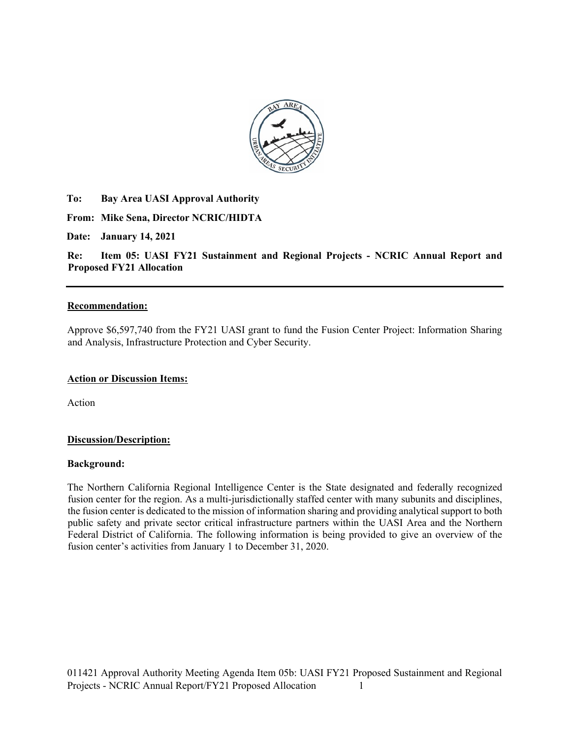**To:** Bay Area UASI Approval Authority

**From:** Mike Sena, Director NCRIC/HIDTA

**Date:** January 14, 2021

**Re:** Item 05: UASI FY21 Sustainment and Regional Projects - NCRIC Annual Report and Proposed FY21 Allocation

---

## Recommendation:

Approve $6,597,740 from the FY21 UASI grant to fund the Fusion Center Project: Information Sharing and Analysis, Infrastructure Protection and Cyber Security.

## Action or Discussion Items:

Action

## Discussion/Description:

### Background:

The Northern California Regional Intelligence Center is the State designated and federally recognized fusion center for the region. As a multi-jurisdictionally staffed center with many subunits and disciplines, the fusion center is dedicated to the mission of information sharing and providing analytical support to both public safety and private sector critical infrastructure partners within the UASI Area and the Northern Federal District of California. The following information is being provided to give an overview of the fusion center's activities from January 1 to December 31, 2020.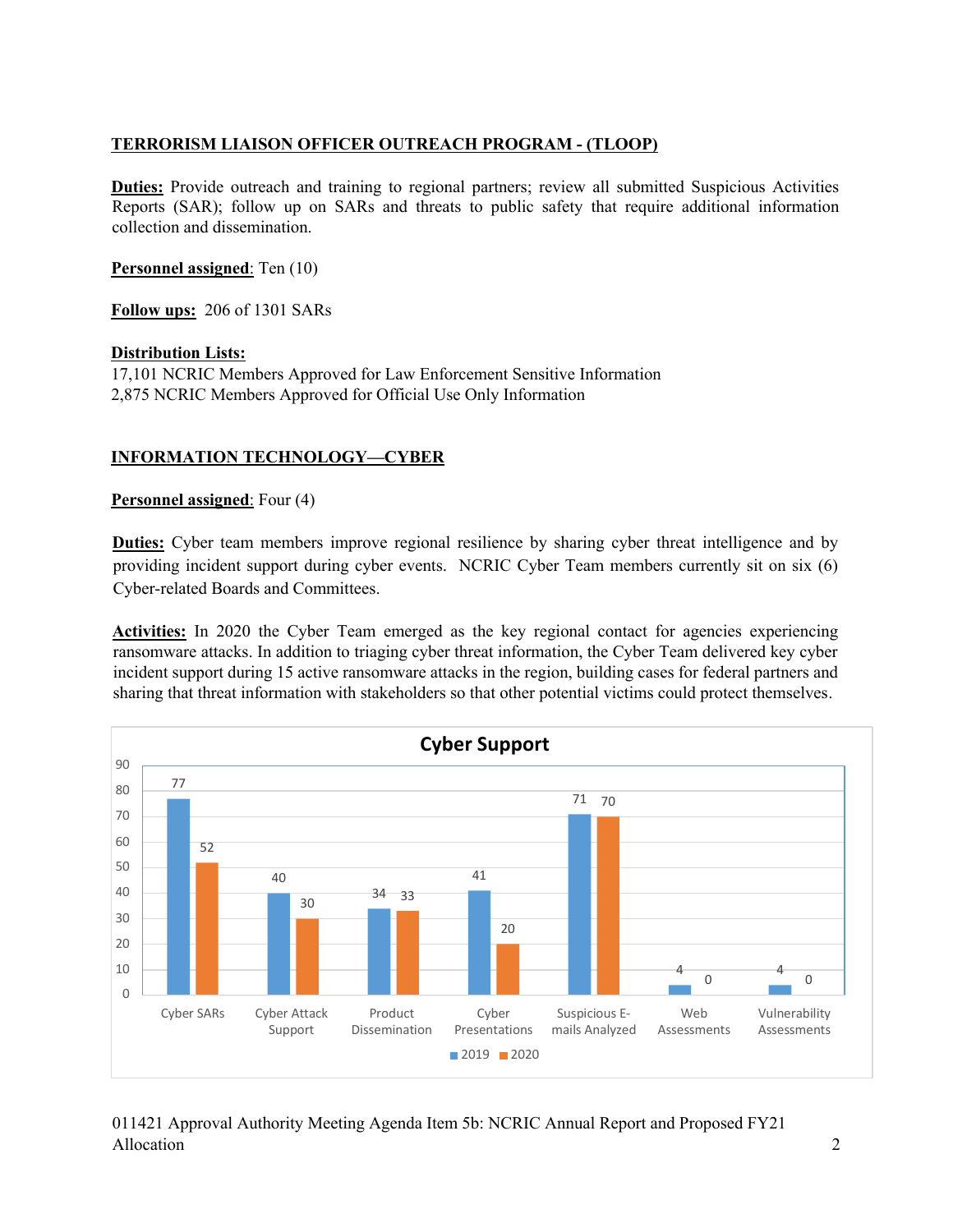## TERRORISM LIAISON OFFICER OUTREACH PROGRAM - (TLOOP)

**Duties:** Provide outreach and training to regional partners; review all submitted Suspicious Activities Reports (SAR); follow up on SARs and threats to public safety that require additional information collection and dissemination.

**Personnel assigned**: Ten (10)

**Follow ups:** 206 of 1301 SARs

**Distribution Lists:**
17,101 NCRIC Members Approved for Law Enforcement Sensitive Information
2,875 NCRIC Members Approved for Official Use Only Information

## INFORMATION TECHNOLOGY—CYBER

**Personnel assigned**: Four (4)

**Duties:** Cyber team members improve regional resilience by sharing cyber threat intelligence and by providing incident support during cyber events. NCRIC Cyber Team members currently sit on six (6) Cyber-related Boards and Committees.

**Activities:** In 2020 the Cyber Team emerged as the key regional contact for agencies experiencing ransomware attacks. In addition to triaging cyber threat information, the Cyber Team delivered key cyber incident support during 15 active ransomware attacks in the region, building cases for federal partners and sharing that threat information with stakeholders so that other potential victims could protect themselves.

**Cyber Support**

| | 2019 | 2020 |
|---|---|---|
| Cyber SARs | 77 | 52 |
| Cyber Attack Support | 40 | 30 |
| Product Dissemination | 34 | 33 |
| Cyber Presentations | 41 | 20 |
| Suspicious E-mails Analyzed | 71 | 70 |
| Web Assessments | 4 | 0 |
| Vulnerability Assessments | 4 | 0 |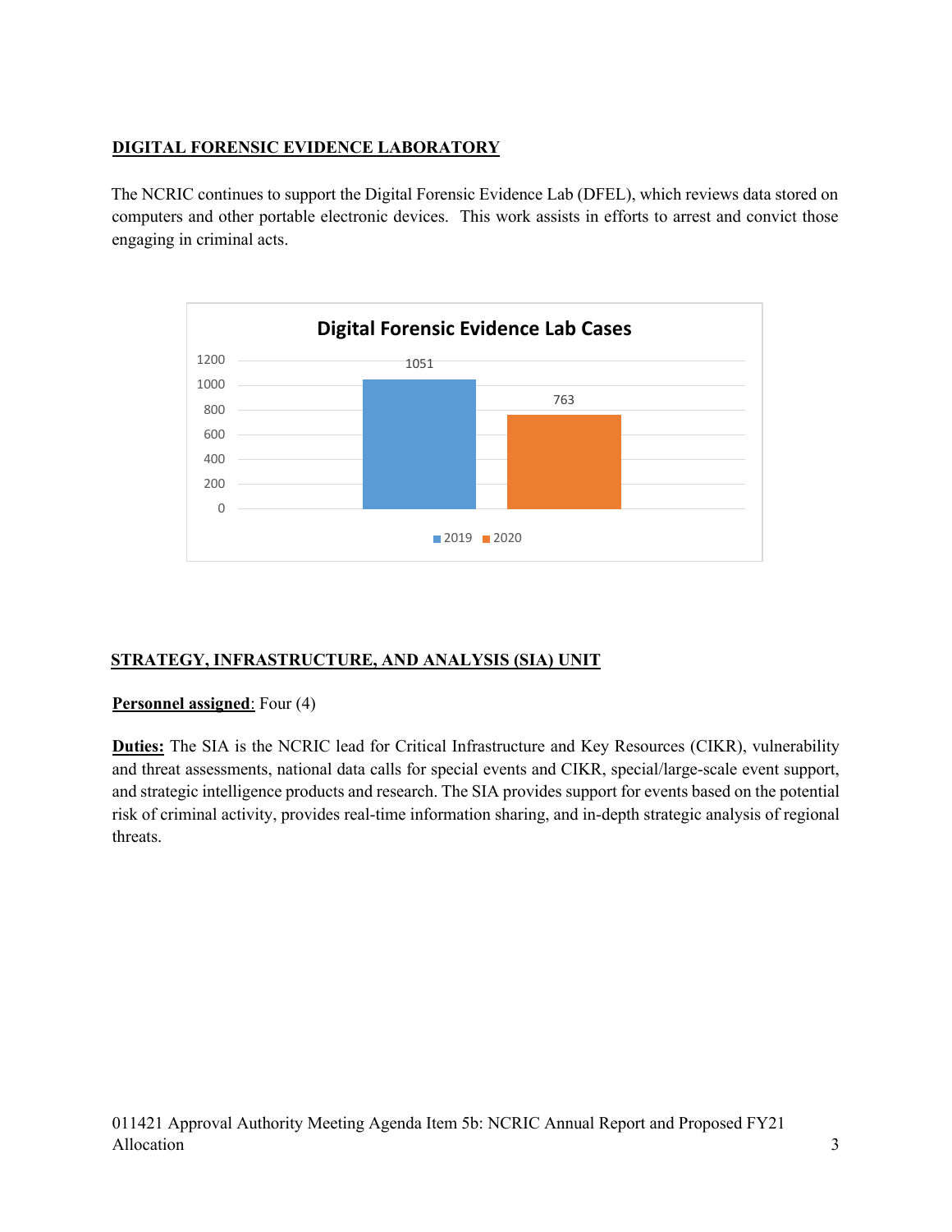## DIGITAL FORENSIC EVIDENCE LABORATORY

The NCRIC continues to support the Digital Forensic Evidence Lab (DFEL), which reviews data stored on computers and other portable electronic devices. This work assists in efforts to arrest and convict those engaging in criminal acts.

**Digital Forensic Evidence Lab Cases**

| 2019 | 2020 |
| --- | --- |
| 1051 | 763 |

## STRATEGY, INFRASTRUCTURE, AND ANALYSIS (SIA) UNIT

**Personnel assigned**: Four (4)

**Duties:** The SIA is the NCRIC lead for Critical Infrastructure and Key Resources (CIKR), vulnerability and threat assessments, national data calls for special events and CIKR, special/large-scale event support, and strategic intelligence products and research. The SIA provides support for events based on the potential risk of criminal activity, provides real-time information sharing, and in-depth strategic analysis of regional threats.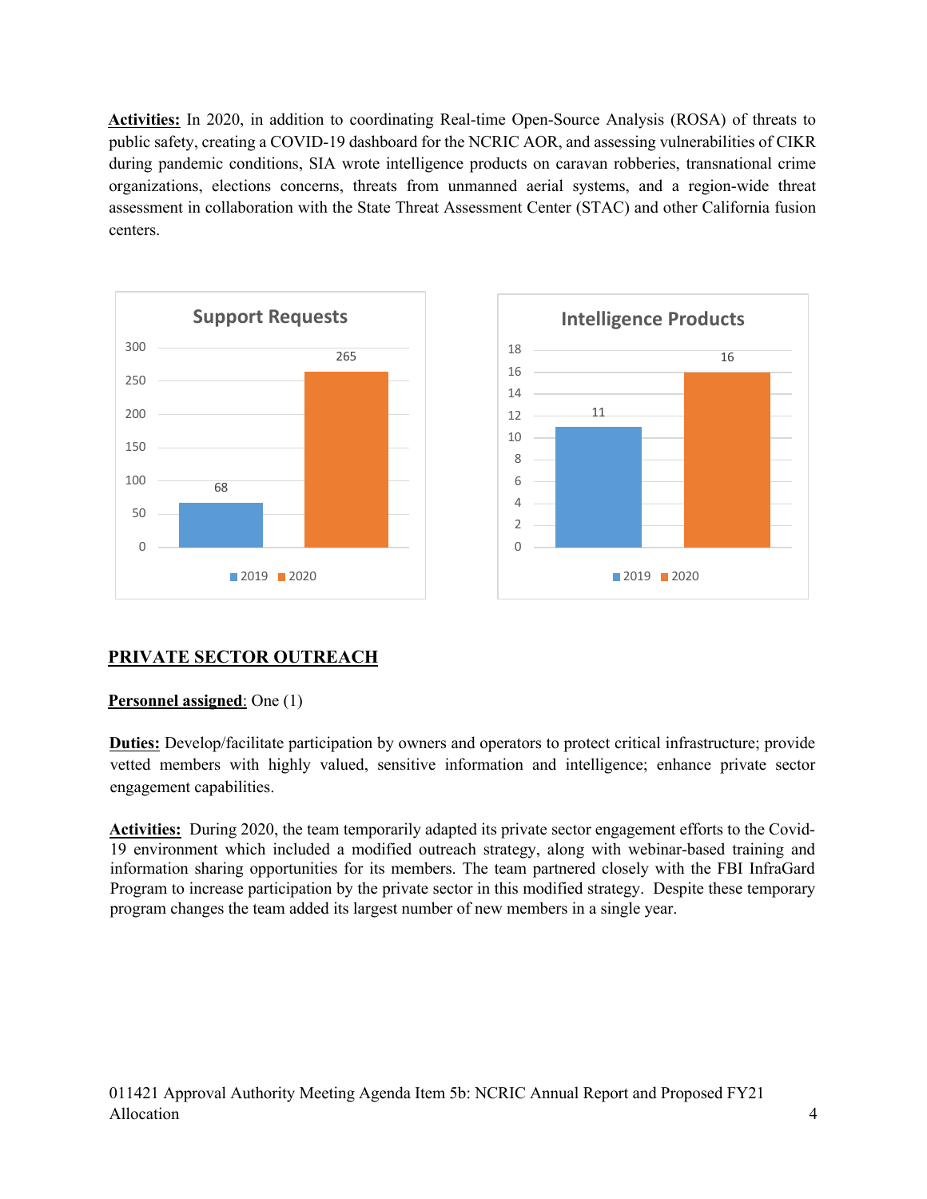**Activities:** In 2020, in addition to coordinating Real-time Open-Source Analysis (ROSA) of threats to public safety, creating a COVID-19 dashboard for the NCRIC AOR, and assessing vulnerabilities of CIKR during pandemic conditions, SIA wrote intelligence products on caravan robberies, transnational crime organizations, elections concerns, threats from unmanned aerial systems, and a region-wide threat assessment in collaboration with the State Threat Assessment Center (STAC) and other California fusion centers.

**Support Requests**

| Year | Support Requests |
| --- | --- |
| 2019 | 68 |
| 2020 | 265 |

**Intelligence Products**

| Year | Intelligence Products |
| --- | --- |
| 2019 | 11 |
| 2020 | 16 |

## PRIVATE SECTOR OUTREACH

**Personnel assigned**: One (1)

**Duties:** Develop/facilitate participation by owners and operators to protect critical infrastructure; provide vetted members with highly valued, sensitive information and intelligence; enhance private sector engagement capabilities.

**Activities:** During 2020, the team temporarily adapted its private sector engagement efforts to the Covid-19 environment which included a modified outreach strategy, along with webinar-based training and information sharing opportunities for its members. The team partnered closely with the FBI InfraGard Program to increase participation by the private sector in this modified strategy. Despite these temporary program changes the team added its largest number of new members in a single year.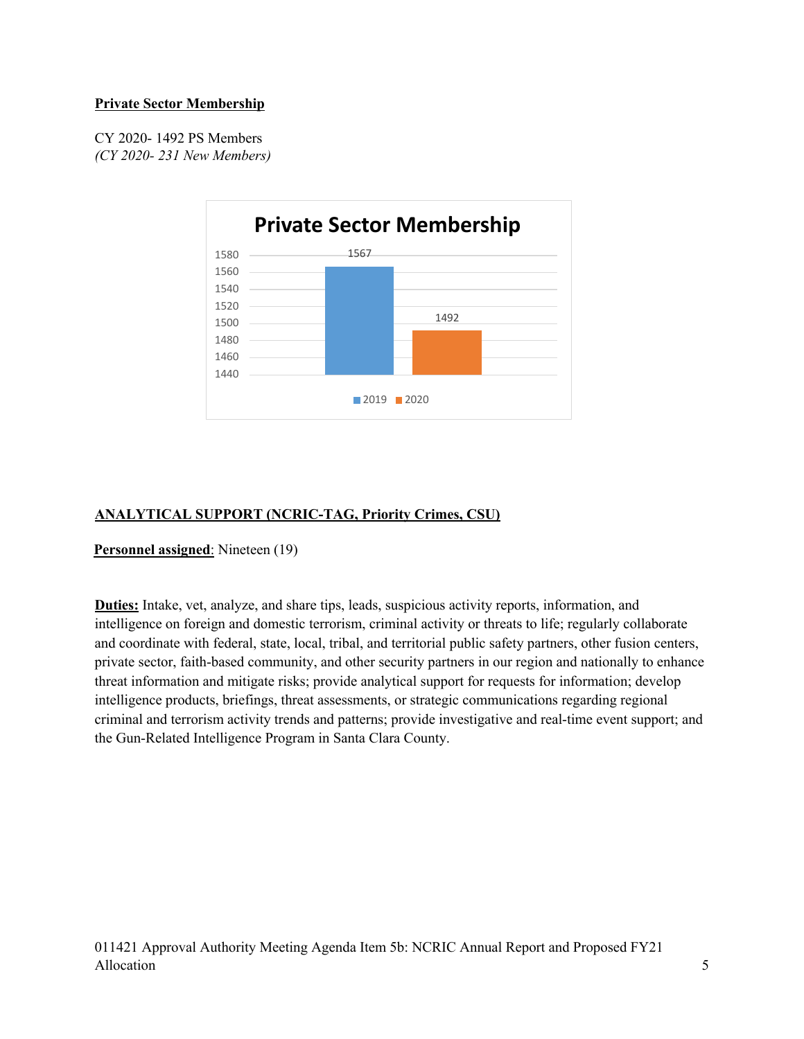**Private Sector Membership**

CY 2020- 1492 PS Members
*(CY 2020- 231 New Members)*

Private Sector Membership

| Year | Members |
|---|---|
| 2019 | 1567 |
| 2020 | 1492 |

**ANALYTICAL SUPPORT (NCRIC-TAG, Priority Crimes, CSU)**

**Personnel assigned**: Nineteen (19)

**Duties:** Intake, vet, analyze, and share tips, leads, suspicious activity reports, information, and intelligence on foreign and domestic terrorism, criminal activity or threats to life; regularly collaborate and coordinate with federal, state, local, tribal, and territorial public safety partners, other fusion centers, private sector, faith-based community, and other security partners in our region and nationally to enhance threat information and mitigate risks; provide analytical support for requests for information; develop intelligence products, briefings, threat assessments, or strategic communications regarding regional criminal and terrorism activity trends and patterns; provide investigative and real-time event support; and the Gun-Related Intelligence Program in Santa Clara County.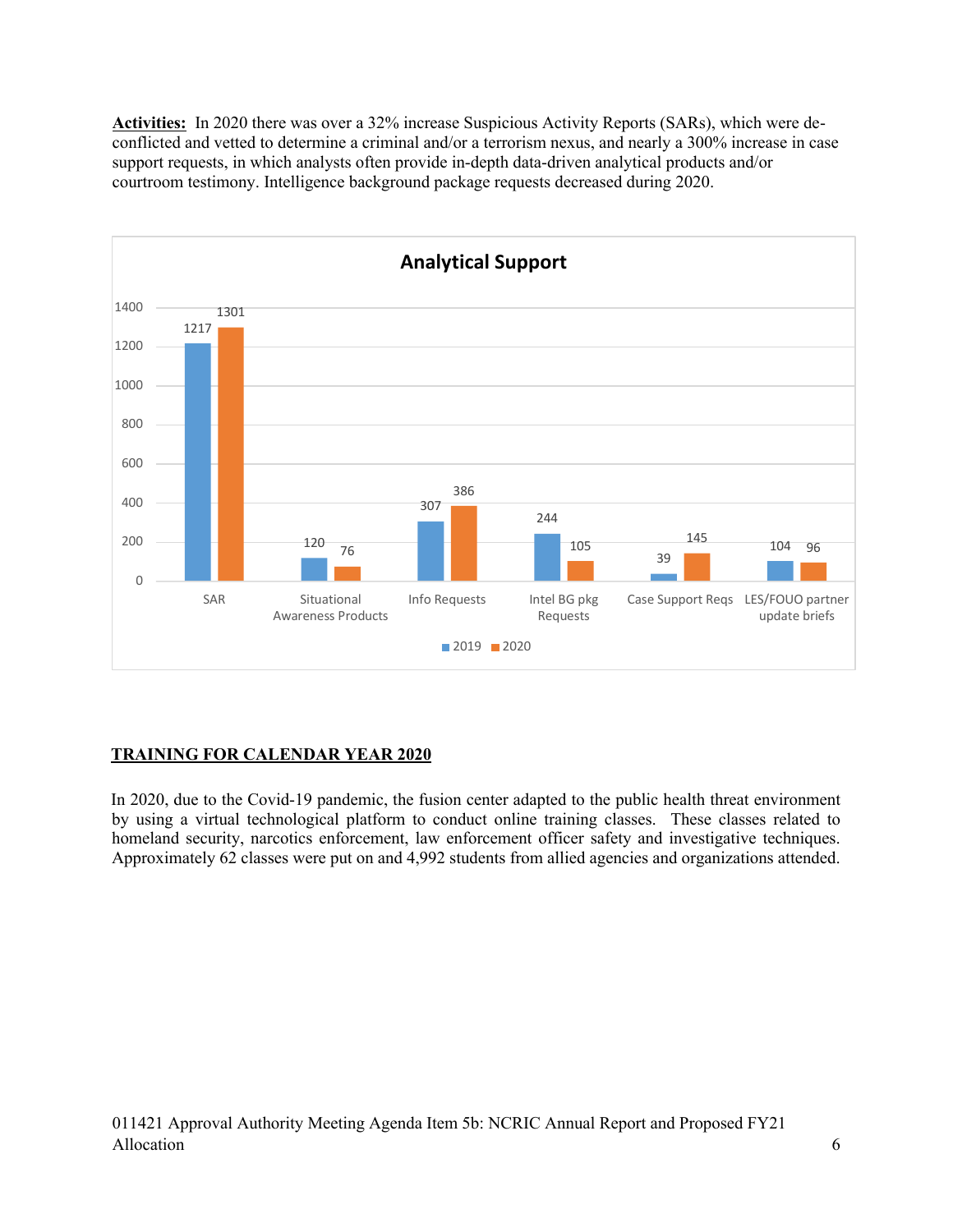**Activities:** In 2020 there was over a 32% increase Suspicious Activity Reports (SARs), which were de-conflicted and vetted to determine a criminal and/or a terrorism nexus, and nearly a 300% increase in case support requests, in which analysts often provide in-depth data-driven analytical products and/or courtroom testimony. Intelligence background package requests decreased during 2020.

**Analytical Support**

| | 2019 | 2020 |
|---|---|---|
| SAR | 1217 | 1301 |
| Situational Awareness Products | 120 | 76 |
| Info Requests | 307 | 386 |
| Intel BG pkg Requests | 244 | 105 |
| Case Support Reqs | 39 | 145 |
| LES/FOUO partner update briefs | 104 | 96 |

## TRAINING FOR CALENDAR YEAR 2020

In 2020, due to the Covid-19 pandemic, the fusion center adapted to the public health threat environment by using a virtual technological platform to conduct online training classes. These classes related to homeland security, narcotics enforcement, law enforcement officer safety and investigative techniques. Approximately 62 classes were put on and 4,992 students from allied agencies and organizations attended.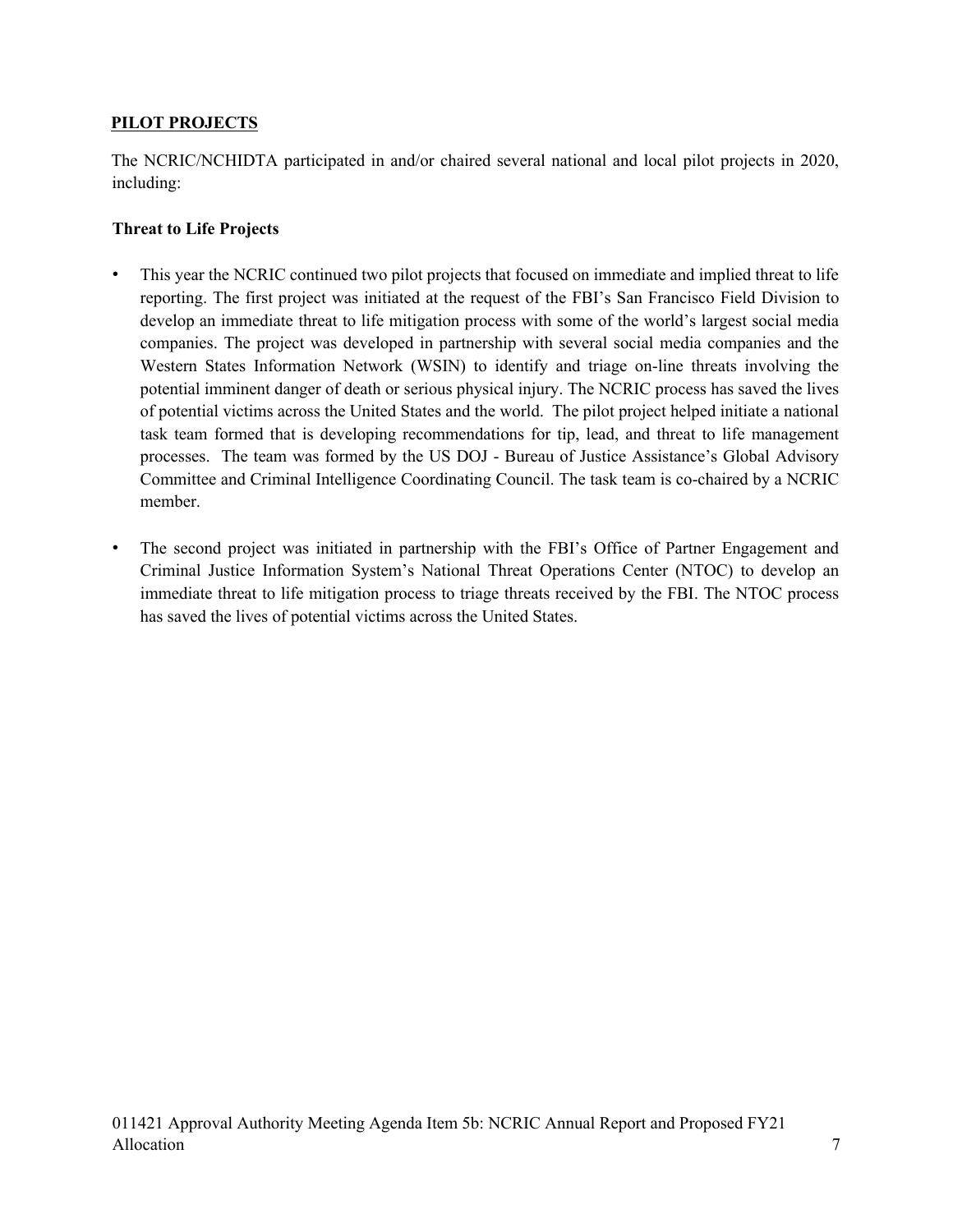## PILOT PROJECTS

The NCRIC/NCHIDTA participated in and/or chaired several national and local pilot projects in 2020, including:

### Threat to Life Projects

- This year the NCRIC continued two pilot projects that focused on immediate and implied threat to life reporting. The first project was initiated at the request of the FBI's San Francisco Field Division to develop an immediate threat to life mitigation process with some of the world's largest social media companies. The project was developed in partnership with several social media companies and the Western States Information Network (WSIN) to identify and triage on-line threats involving the potential imminent danger of death or serious physical injury. The NCRIC process has saved the lives of potential victims across the United States and the world. The pilot project helped initiate a national task team formed that is developing recommendations for tip, lead, and threat to life management processes. The team was formed by the US DOJ - Bureau of Justice Assistance's Global Advisory Committee and Criminal Intelligence Coordinating Council. The task team is co-chaired by a NCRIC member.
- The second project was initiated in partnership with the FBI's Office of Partner Engagement and Criminal Justice Information System's National Threat Operations Center (NTOC) to develop an immediate threat to life mitigation process to triage threats received by the FBI. The NTOC process has saved the lives of potential victims across the United States.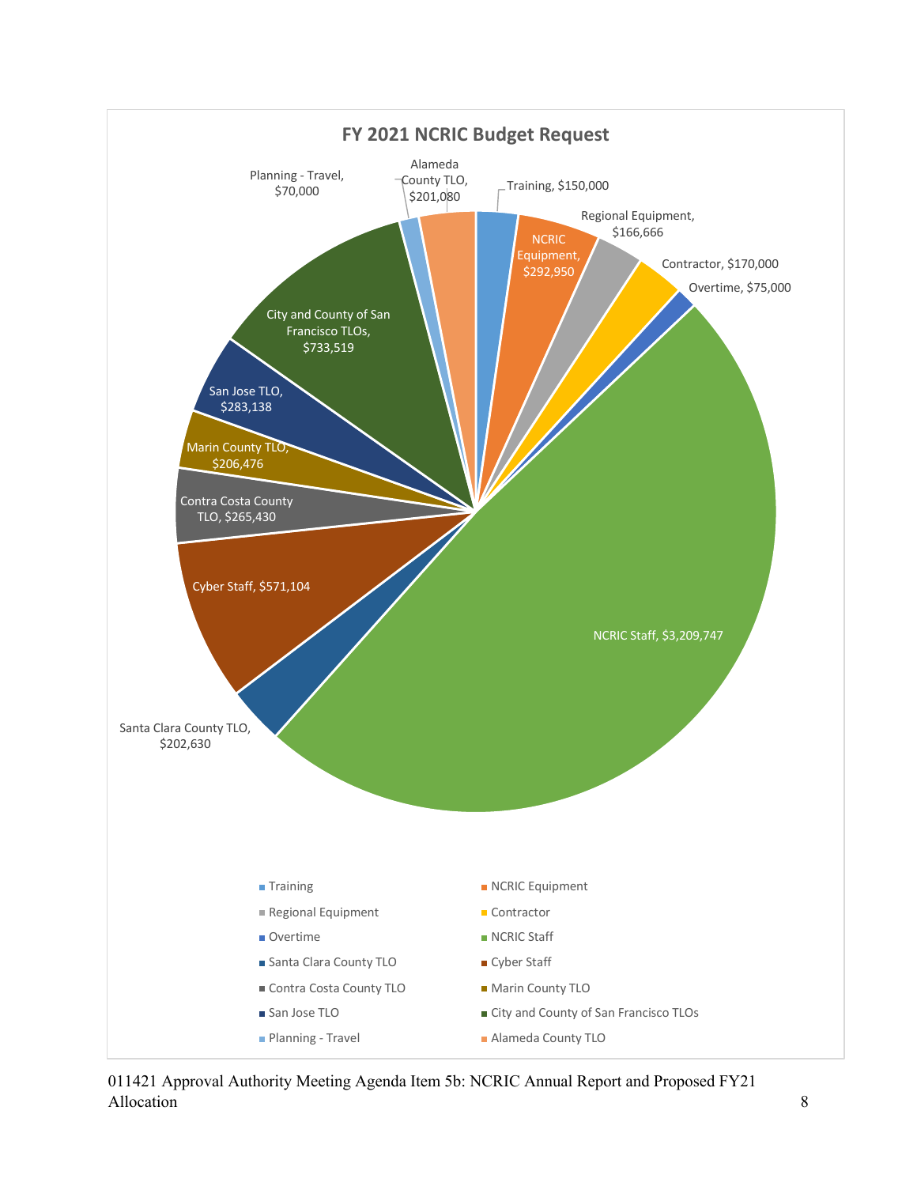FY 2021 NCRIC Budget Request

Training, $150,000

NCRIC Equipment, $292,950

Regional Equipment, $166,666

Contractor, $170,000

Overtime, $75,000

NCRIC Staff, $3,209,747

Santa Clara County TLO, $202,630

Cyber Staff, $571,104

Contra Costa County TLO, $265,430

Marin County TLO, $206,476

San Jose TLO, $283,138

City and County of San Francisco TLOs, $733,519

Planning - Travel, $70,000

Alameda County TLO, $201,080

Training
NCRIC Equipment
Regional Equipment
Contractor
Overtime
NCRIC Staff
Santa Clara County TLO
Cyber Staff
Contra Costa County TLO
Marin County TLO
San Jose TLO
City and County of San Francisco TLOs
Planning - Travel
Alameda County TLO

011421 Approval Authority Meeting Agenda Item 5b: NCRIC Annual Report and Proposed FY21 Allocation